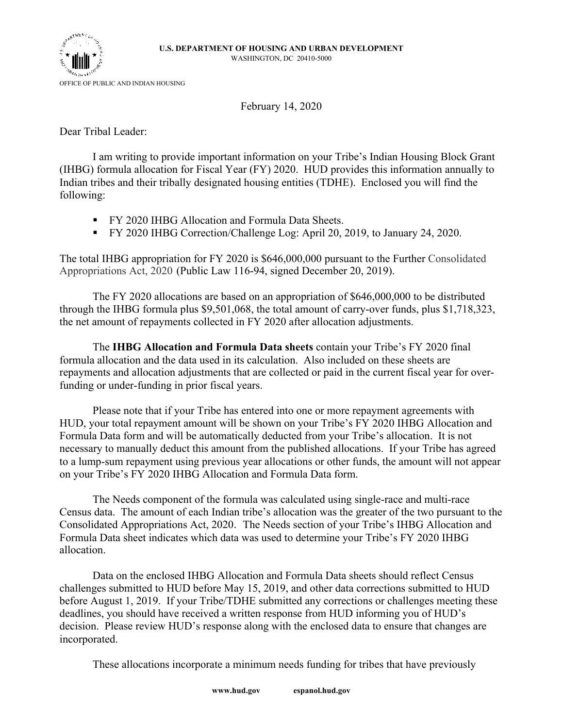**U.S. DEPARTMENT OF HOUSING AND URBAN DEVELOPMENT**
WASHINGTON, DC 20410-5000

OFFICE OF PUBLIC AND INDIAN HOUSING

February 14, 2020

Dear Tribal Leader:

I am writing to provide important information on your Tribe's Indian Housing Block Grant (IHBG) formula allocation for Fiscal Year (FY) 2020. HUD provides this information annually to Indian tribes and their tribally designated housing entities (TDHE). Enclosed you will find the following:

- FY 2020 IHBG Allocation and Formula Data Sheets.
- FY 2020 IHBG Correction/Challenge Log: April 20, 2019, to January 24, 2020.

The total IHBG appropriation for FY 2020 is $646,000,000 pursuant to the Further Consolidated Appropriations Act, 2020 (Public Law 116-94, signed December 20, 2019).

The FY 2020 allocations are based on an appropriation of $646,000,000 to be distributed through the IHBG formula plus $9,501,068, the total amount of carry-over funds, plus $1,718,323, the net amount of repayments collected in FY 2020 after allocation adjustments.

The **IHBG Allocation and Formula Data sheets** contain your Tribe's FY 2020 final formula allocation and the data used in its calculation. Also included on these sheets are repayments and allocation adjustments that are collected or paid in the current fiscal year for over-funding or under-funding in prior fiscal years.

Please note that if your Tribe has entered into one or more repayment agreements with HUD, your total repayment amount will be shown on your Tribe's FY 2020 IHBG Allocation and Formula Data form and will be automatically deducted from your Tribe's allocation. It is not necessary to manually deduct this amount from the published allocations. If your Tribe has agreed to a lump-sum repayment using previous year allocations or other funds, the amount will not appear on your Tribe's FY 2020 IHBG Allocation and Formula Data form.

The Needs component of the formula was calculated using single-race and multi-race Census data. The amount of each Indian tribe's allocation was the greater of the two pursuant to the Consolidated Appropriations Act, 2020. The Needs section of your Tribe's IHBG Allocation and Formula Data sheet indicates which data was used to determine your Tribe's FY 2020 IHBG allocation.

Data on the enclosed IHBG Allocation and Formula Data sheets should reflect Census challenges submitted to HUD before May 15, 2019, and other data corrections submitted to HUD before August 1, 2019. If your Tribe/TDHE submitted any corrections or challenges meeting these deadlines, you should have received a written response from HUD informing you of HUD's decision. Please review HUD's response along with the enclosed data to ensure that changes are incorporated.

These allocations incorporate a minimum needs funding for tribes that have previously

www.hud.gov espanol.hud.gov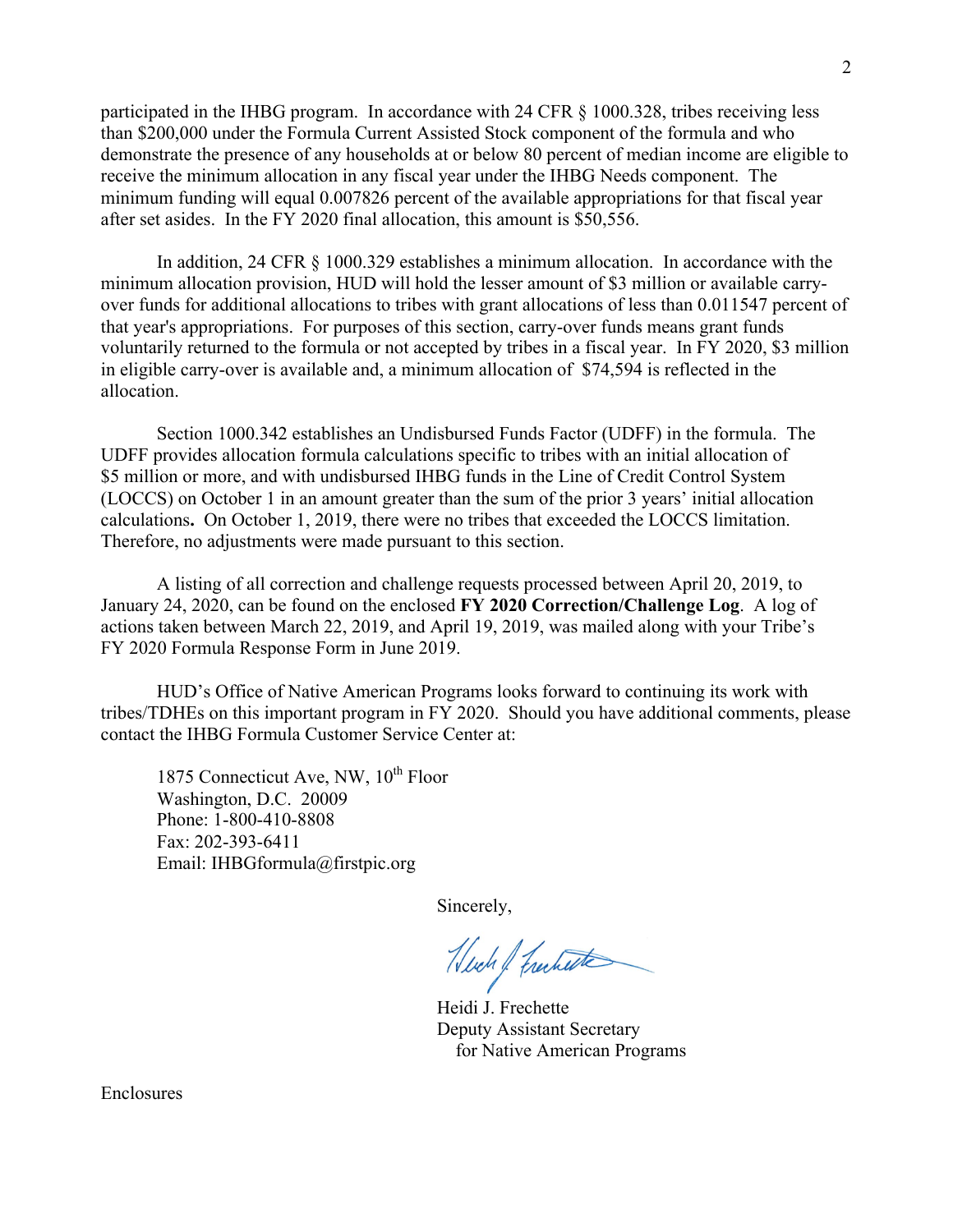participated in the IHBG program. In accordance with 24 CFR § 1000.328, tribes receiving less than $200,000 under the Formula Current Assisted Stock component of the formula and who demonstrate the presence of any households at or below 80 percent of median income are eligible to receive the minimum allocation in any fiscal year under the IHBG Needs component. The minimum funding will equal 0.007826 percent of the available appropriations for that fiscal year after set asides. In the FY 2020 final allocation, this amount is $50,556.

In addition, 24 CFR § 1000.329 establishes a minimum allocation. In accordance with the minimum allocation provision, HUD will hold the lesser amount of $3 million or available carry-over funds for additional allocations to tribes with grant allocations of less than 0.011547 percent of that year's appropriations. For purposes of this section, carry-over funds means grant funds voluntarily returned to the formula or not accepted by tribes in a fiscal year. In FY 2020, $3 million in eligible carry-over is available and, a minimum allocation of $74,594 is reflected in the allocation.

Section 1000.342 establishes an Undisbursed Funds Factor (UDFF) in the formula. The UDFF provides allocation formula calculations specific to tribes with an initial allocation of $5 million or more, and with undisbursed IHBG funds in the Line of Credit Control System (LOCCS) on October 1 in an amount greater than the sum of the prior 3 years' initial allocation calculations**.** On October 1, 2019, there were no tribes that exceeded the LOCCS limitation. Therefore, no adjustments were made pursuant to this section.

A listing of all correction and challenge requests processed between April 20, 2019, to January 24, 2020, can be found on the enclosed **FY 2020 Correction/Challenge Log**. A log of actions taken between March 22, 2019, and April 19, 2019, was mailed along with your Tribe's FY 2020 Formula Response Form in June 2019.

HUD's Office of Native American Programs looks forward to continuing its work with tribes/TDHEs on this important program in FY 2020. Should you have additional comments, please contact the IHBG Formula Customer Service Center at:

1875 Connecticut Ave, NW, 10th Floor
Washington, D.C. 20009
Phone: 1-800-410-8808
Fax: 202-393-6411
Email: IHBGformula@firstpic.org

Sincerely,

Heidi J. Frechette
Deputy Assistant Secretary
for Native American Programs

Enclosures